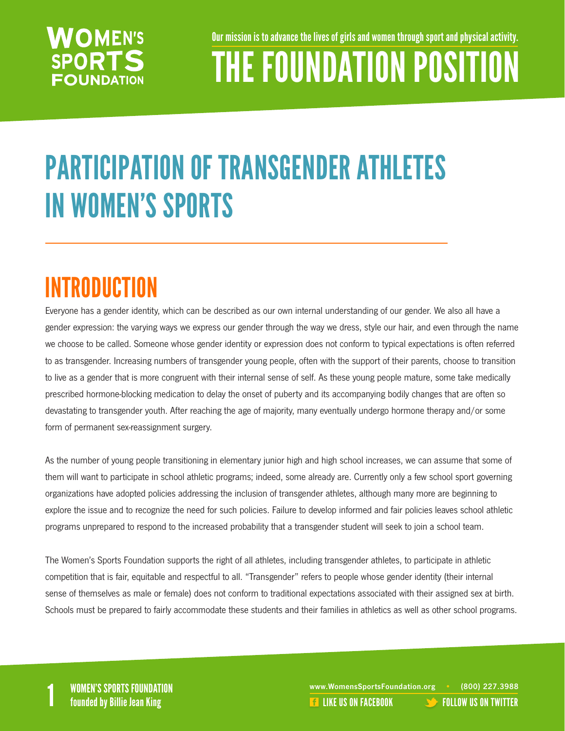# THE FOUNDATION POSITION

Our mission is to advance the lives of girls and women through sport and physical activity.

# PARTICIPATION OF TRANSGENDER ATHLETES IN WOMEN'S SPORTS

## INTRODUCTION

Everyone has a gender identity, which can be described as our own internal understanding of our gender. We also all have a gender expression: the varying ways we express our gender through the way we dress, style our hair, and even through the name we choose to be called. Someone whose gender identity or expression does not conform to typical expectations is often referred to as transgender. Increasing numbers of transgender young people, often with the support of their parents, choose to transition to live as a gender that is more congruent with their internal sense of self. As these young people mature, some take medically prescribed hormone-blocking medication to delay the onset of puberty and its accompanying bodily changes that are often so devastating to transgender youth. After reaching the age of majority, many eventually undergo hormone therapy and/or some form of permanent sex-reassignment surgery.

As the number of young people transitioning in elementary junior high and high school increases, we can assume that some of them will want to participate in school athletic programs; indeed, some already are. Currently only a few school sport governing organizations have adopted policies addressing the inclusion of transgender athletes, although many more are beginning to explore the issue and to recognize the need for such policies. Failure to develop informed and fair policies leaves school athletic programs unprepared to respond to the increased probability that a transgender student will seek to join a school team.

The Women's Sports Foundation supports the right of all athletes, including transgender athletes, to participate in athletic competition that is fair, equitable and respectful to all. "Transgender" refers to people whose gender identity (their internal sense of themselves as male or female) does not conform to traditional expectations associated with their assigned sex at birth. Schools must be prepared to fairly accommodate these students and their families in athletics as well as other school programs.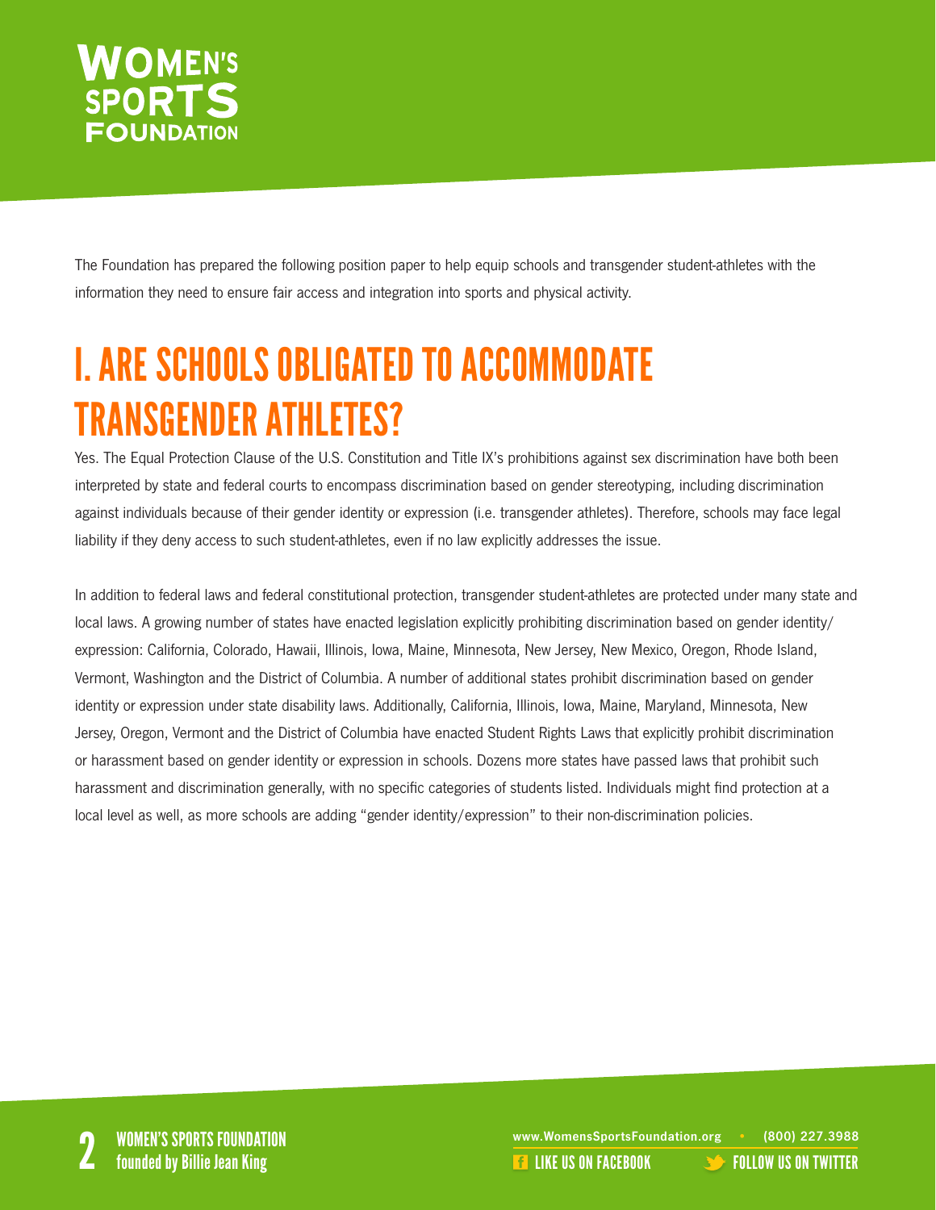The Foundation has prepared the following position paper to help equip schools and transgender student-athletes with the information they need to ensure fair access and integration into sports and physical activity.

# I. ARE SCHOOLS OBLIGATED TO ACCOMMODATE TRANSGENDER ATHLETES?

Yes. The Equal Protection Clause of the U.S. Constitution and Title IX's prohibitions against sex discrimination have both been interpreted by state and federal courts to encompass discrimination based on gender stereotyping, including discrimination against individuals because of their gender identity or expression (i.e. transgender athletes). Therefore, schools may face legal liability if they deny access to such student-athletes, even if no law explicitly addresses the issue.

In addition to federal laws and federal constitutional protection, transgender student-athletes are protected under many state and local laws. A growing number of states have enacted legislation explicitly prohibiting discrimination based on gender identity/expression: California, Colorado, Hawaii, Illinois, Iowa, Maine, Minnesota, New Jersey, New Mexico, Oregon, Rhode Island, Vermont, Washington and the District of Columbia. A number of additional states prohibit discrimination based on gender identity or expression under state disability laws. Additionally, California, Illinois, Iowa, Maine, Maryland, Minnesota, New Jersey, Oregon, Vermont and the District of Columbia have enacted Student Rights Laws that explicitly prohibit discrimination or harassment based on gender identity or expression in schools. Dozens more states have passed laws that prohibit such harassment and discrimination generally, with no specific categories of students listed. Individuals might find protection at a local level as well, as more schools are adding "gender identity/expression" to their non-discrimination policies.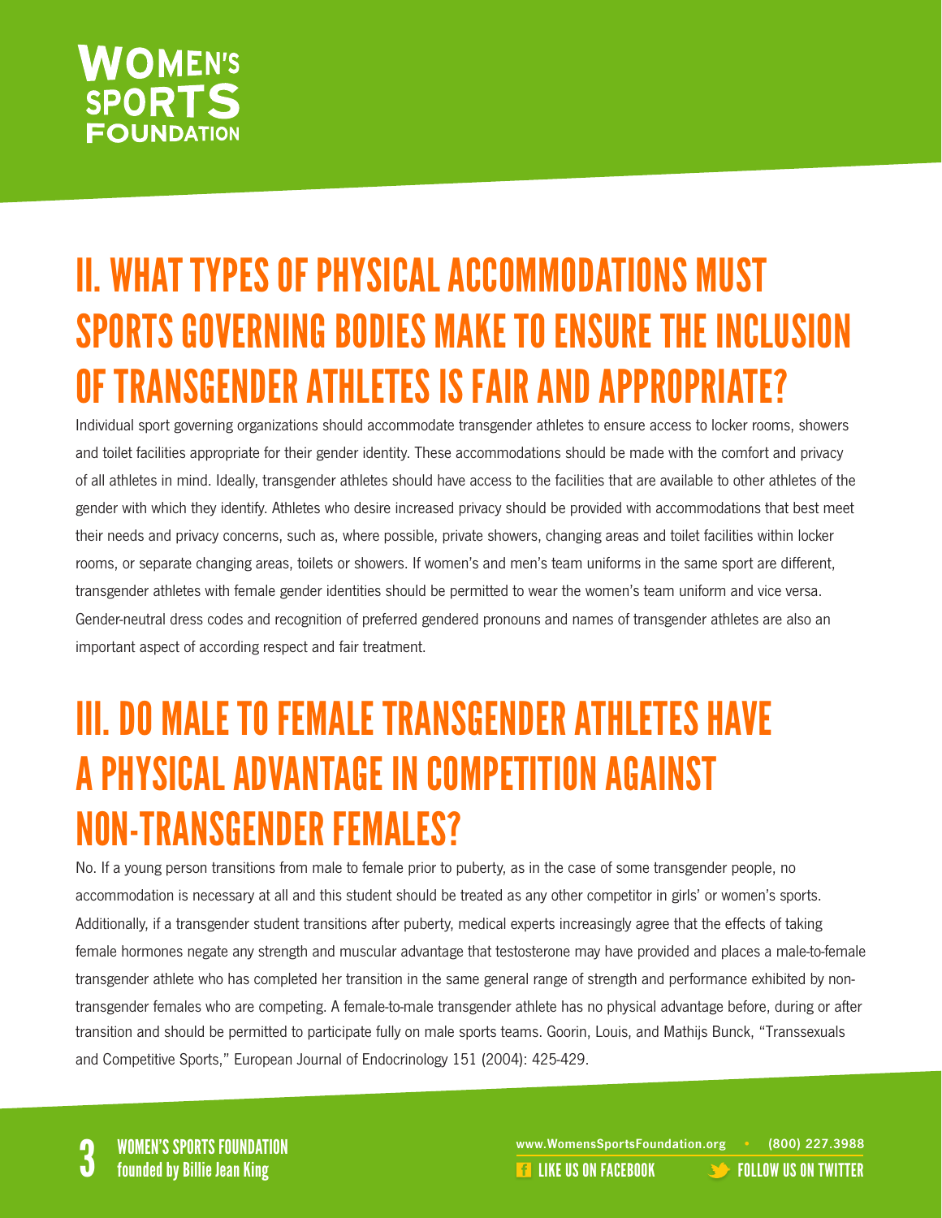## II. WHAT TYPES OF PHYSICAL ACCOMMODATIONS MUST SPORTS GOVERNING BODIES MAKE TO ENSURE THE INCLUSION OF TRANSGENDER ATHLETES IS FAIR AND APPROPRIATE?

Individual sport governing organizations should accommodate transgender athletes to ensure access to locker rooms, showers and toilet facilities appropriate for their gender identity. These accommodations should be made with the comfort and privacy of all athletes in mind. Ideally, transgender athletes should have access to the facilities that are available to other athletes of the gender with which they identify. Athletes who desire increased privacy should be provided with accommodations that best meet their needs and privacy concerns, such as, where possible, private showers, changing areas and toilet facilities within locker rooms, or separate changing areas, toilets or showers. If women's and men's team uniforms in the same sport are different, transgender athletes with female gender identities should be permitted to wear the women's team uniform and vice versa. Gender-neutral dress codes and recognition of preferred gendered pronouns and names of transgender athletes are also an important aspect of according respect and fair treatment.

## III. DO MALE TO FEMALE TRANSGENDER ATHLETES HAVE A PHYSICAL ADVANTAGE IN COMPETITION AGAINST NON-TRANSGENDER FEMALES?

No. If a young person transitions from male to female prior to puberty, as in the case of some transgender people, no accommodation is necessary at all and this student should be treated as any other competitor in girls' or women's sports. Additionally, if a transgender student transitions after puberty, medical experts increasingly agree that the effects of taking female hormones negate any strength and muscular advantage that testosterone may have provided and places a male-to-female transgender athlete who has completed her transition in the same general range of strength and performance exhibited by non-transgender females who are competing. A female-to-male transgender athlete has no physical advantage before, during or after transition and should be permitted to participate fully on male sports teams. Goorin, Louis, and Mathijs Bunck, "Transsexuals and Competitive Sports," European Journal of Endocrinology 151 (2004): 425-429.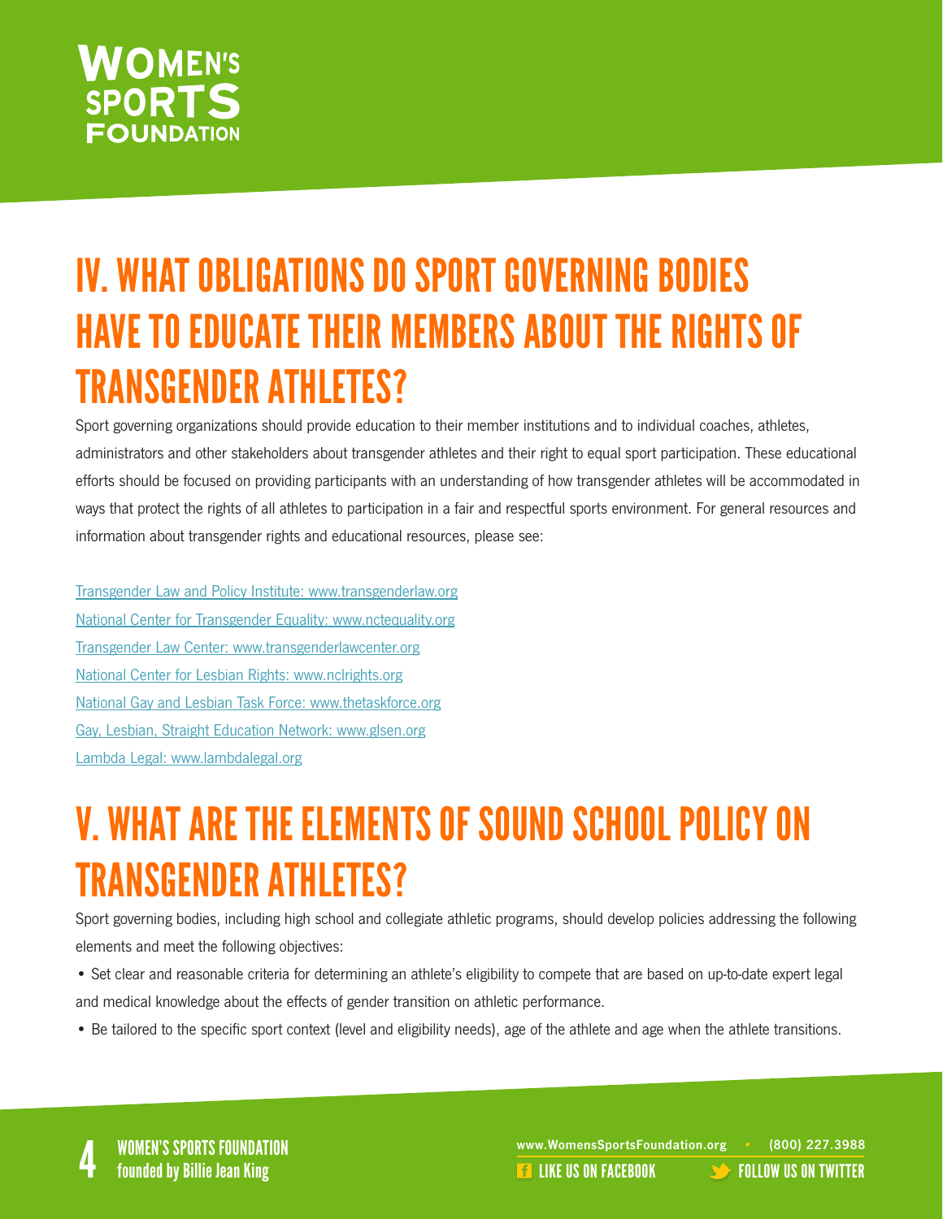## IV. WHAT OBLIGATIONS DO SPORT GOVERNING BODIES HAVE TO EDUCATE THEIR MEMBERS ABOUT THE RIGHTS OF TRANSGENDER ATHLETES?

Sport governing organizations should provide education to their member institutions and to individual coaches, athletes, administrators and other stakeholders about transgender athletes and their right to equal sport participation. These educational efforts should be focused on providing participants with an understanding of how transgender athletes will be accommodated in ways that protect the rights of all athletes to participation in a fair and respectful sports environment. For general resources and information about transgender rights and educational resources, please see:

Transgender Law and Policy Institute: www.transgenderlaw.org
National Center for Transgender Equality: www.nctequality.org
Transgender Law Center: www.transgenderlawcenter.org
National Center for Lesbian Rights: www.nclrights.org
National Gay and Lesbian Task Force: www.thetaskforce.org
Gay, Lesbian, Straight Education Network: www.glsen.org
Lambda Legal: www.lambdalegal.org

## V. WHAT ARE THE ELEMENTS OF SOUND SCHOOL POLICY ON TRANSGENDER ATHLETES?

Sport governing bodies, including high school and collegiate athletic programs, should develop policies addressing the following elements and meet the following objectives:

- Set clear and reasonable criteria for determining an athlete's eligibility to compete that are based on up-to-date expert legal and medical knowledge about the effects of gender transition on athletic performance.
- Be tailored to the specific sport context (level and eligibility needs), age of the athlete and age when the athlete transitions.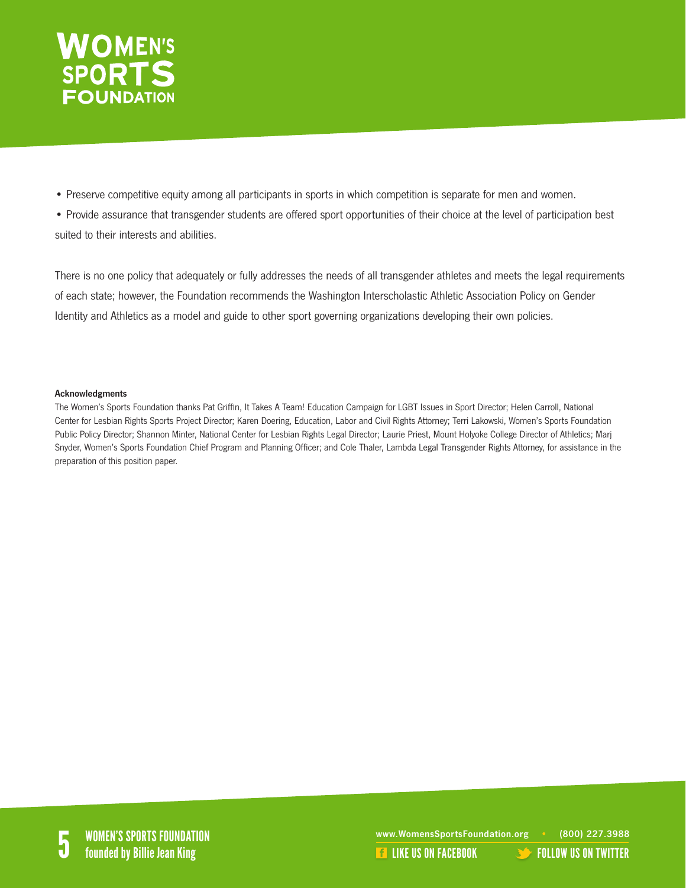- Preserve competitive equity among all participants in sports in which competition is separate for men and women.
- Provide assurance that transgender students are offered sport opportunities of their choice at the level of participation best suited to their interests and abilities.

There is no one policy that adequately or fully addresses the needs of all transgender athletes and meets the legal requirements of each state; however, the Foundation recommends the Washington Interscholastic Athletic Association Policy on Gender Identity and Athletics as a model and guide to other sport governing organizations developing their own policies.

**Acknowledgments**

The Women's Sports Foundation thanks Pat Griffin, It Takes A Team! Education Campaign for LGBT Issues in Sport Director; Helen Carroll, National Center for Lesbian Rights Sports Project Director; Karen Doering, Education, Labor and Civil Rights Attorney; Terri Lakowski, Women's Sports Foundation Public Policy Director; Shannon Minter, National Center for Lesbian Rights Legal Director; Laurie Priest, Mount Holyoke College Director of Athletics; Marj Snyder, Women's Sports Foundation Chief Program and Planning Officer; and Cole Thaler, Lambda Legal Transgender Rights Attorney, for assistance in the preparation of this position paper.